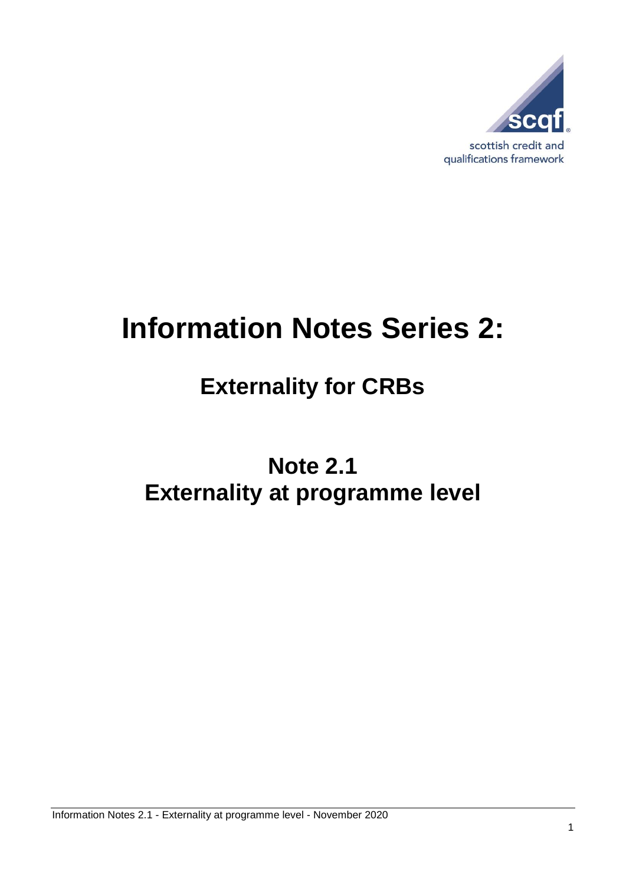scottish credit and qualifications framework

# Information Notes Series 2:

## Externality for CRBs

## Note 2.1
## Externality at programme level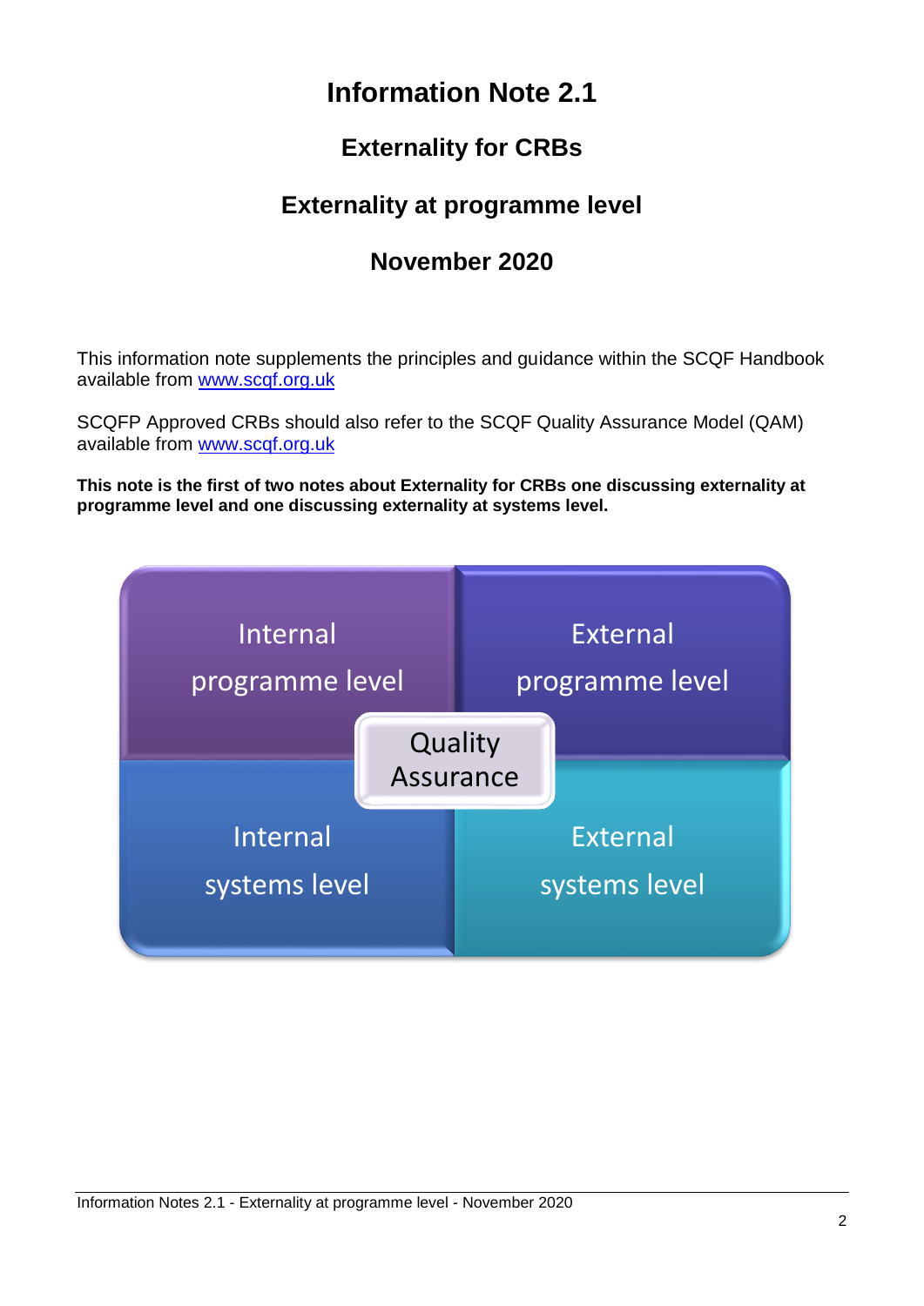# Information Note 2.1

## Externality for CRBs

## Externality at programme level

## November 2020

This information note supplements the principles and guidance within the SCQF Handbook available from www.scqf.org.uk

SCQFP Approved CRBs should also refer to the SCQF Quality Assurance Model (QAM) available from www.scqf.org.uk

**This note is the first of two notes about Externality for CRBs one discussing externality at programme level and one discussing externality at systems level.**

| Internal programme level | External programme level |
| --- | --- |
| Internal systems level | External systems level |

Quality Assurance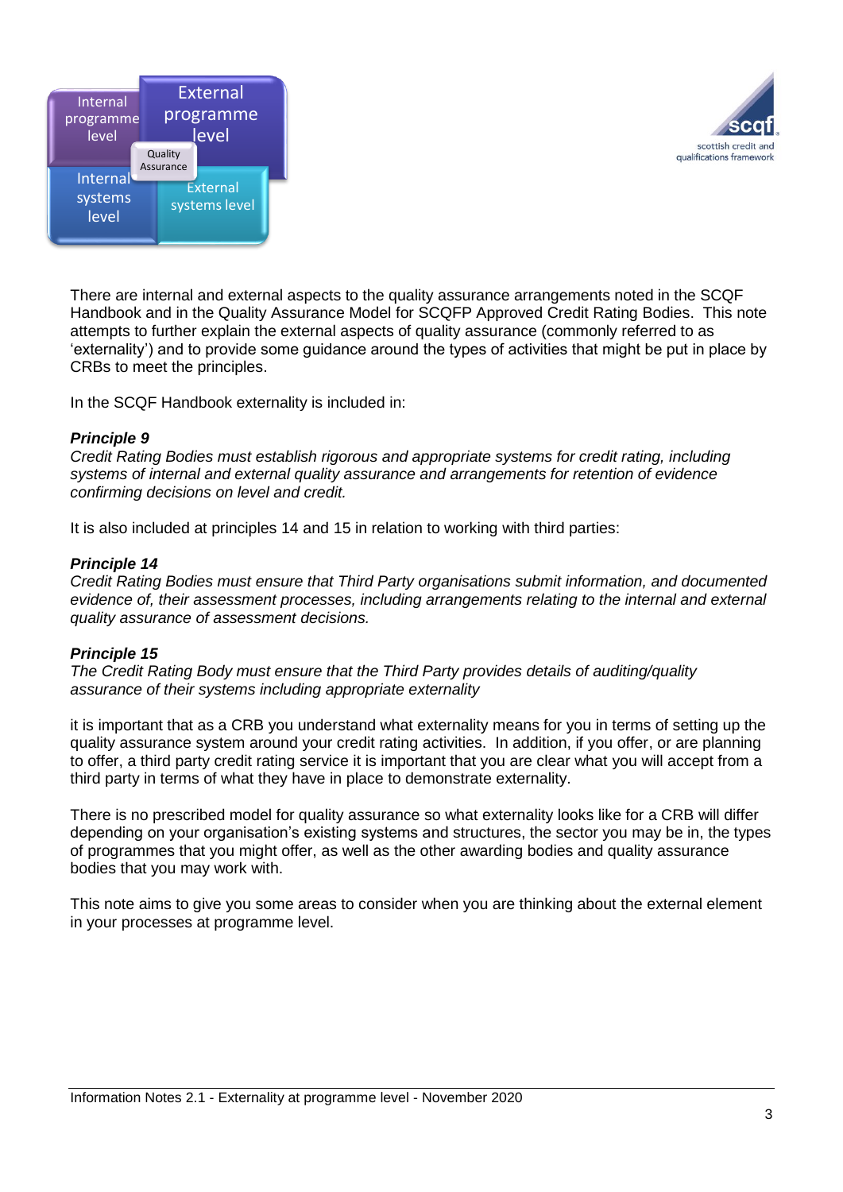There are internal and external aspects to the quality assurance arrangements noted in the SCQF Handbook and in the Quality Assurance Model for SCQFP Approved Credit Rating Bodies. This note attempts to further explain the external aspects of quality assurance (commonly referred to as 'externality') and to provide some guidance around the types of activities that might be put in place by CRBs to meet the principles.

In the SCQF Handbook externality is included in:

***Principle 9***
*Credit Rating Bodies must establish rigorous and appropriate systems for credit rating, including systems of internal and external quality assurance and arrangements for retention of evidence confirming decisions on level and credit.*

It is also included at principles 14 and 15 in relation to working with third parties:

***Principle 14***
*Credit Rating Bodies must ensure that Third Party organisations submit information, and documented evidence of, their assessment processes, including arrangements relating to the internal and external quality assurance of assessment decisions.*

***Principle 15***
*The Credit Rating Body must ensure that the Third Party provides details of auditing/quality assurance of their systems including appropriate externality*

it is important that as a CRB you understand what externality means for you in terms of setting up the quality assurance system around your credit rating activities. In addition, if you offer, or are planning to offer, a third party credit rating service it is important that you are clear what you will accept from a third party in terms of what they have in place to demonstrate externality.

There is no prescribed model for quality assurance so what externality looks like for a CRB will differ depending on your organisation's existing systems and structures, the sector you may be in, the types of programmes that you might offer, as well as the other awarding bodies and quality assurance bodies that you may work with.

This note aims to give you some areas to consider when you are thinking about the external element in your processes at programme level.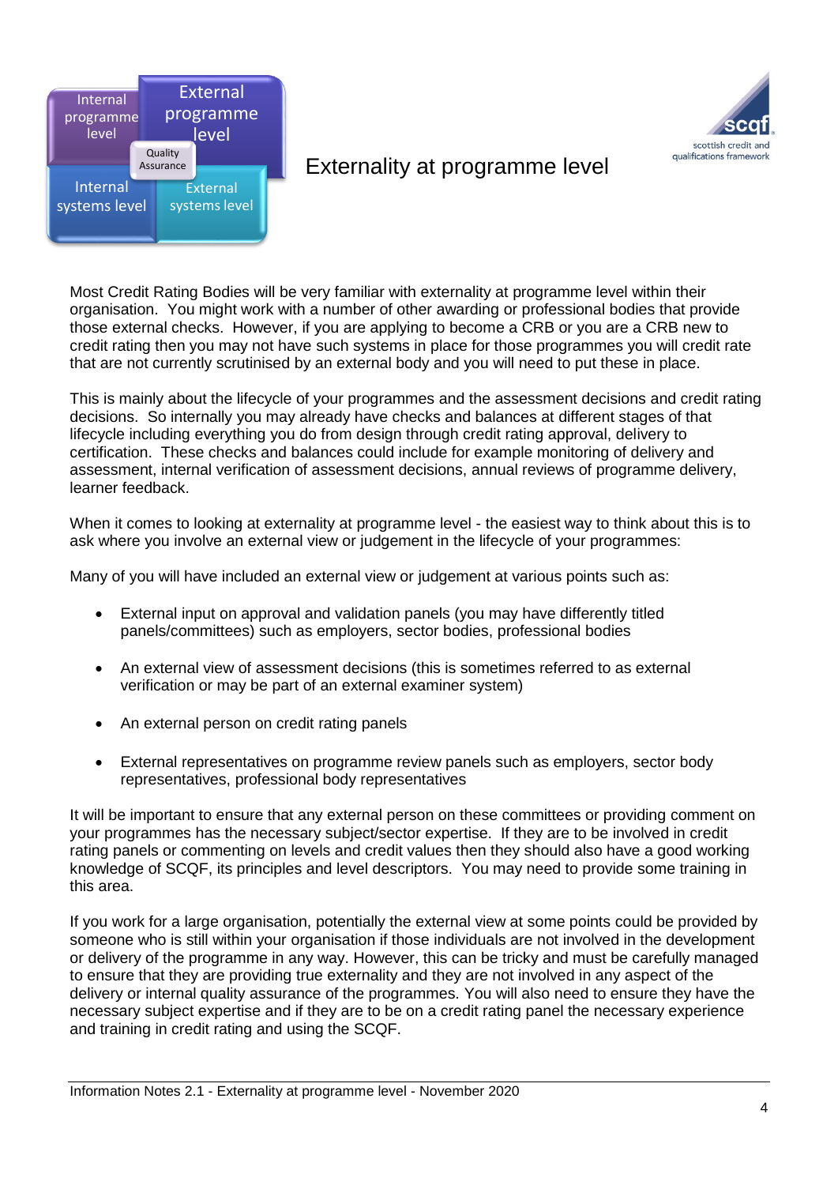# Externality at programme level

Most Credit Rating Bodies will be very familiar with externality at programme level within their organisation. You might work with a number of other awarding or professional bodies that provide those external checks. However, if you are applying to become a CRB or you are a CRB new to credit rating then you may not have such systems in place for those programmes you will credit rate that are not currently scrutinised by an external body and you will need to put these in place.

This is mainly about the lifecycle of your programmes and the assessment decisions and credit rating decisions. So internally you may already have checks and balances at different stages of that lifecycle including everything you do from design through credit rating approval, delivery to certification. These checks and balances could include for example monitoring of delivery and assessment, internal verification of assessment decisions, annual reviews of programme delivery, learner feedback.

When it comes to looking at externality at programme level - the easiest way to think about this is to ask where you involve an external view or judgement in the lifecycle of your programmes:

Many of you will have included an external view or judgement at various points such as:

- External input on approval and validation panels (you may have differently titled panels/committees) such as employers, sector bodies, professional bodies
- An external view of assessment decisions (this is sometimes referred to as external verification or may be part of an external examiner system)
- An external person on credit rating panels
- External representatives on programme review panels such as employers, sector body representatives, professional body representatives

It will be important to ensure that any external person on these committees or providing comment on your programmes has the necessary subject/sector expertise. If they are to be involved in credit rating panels or commenting on levels and credit values then they should also have a good working knowledge of SCQF, its principles and level descriptors. You may need to provide some training in this area.

If you work for a large organisation, potentially the external view at some points could be provided by someone who is still within your organisation if those individuals are not involved in the development or delivery of the programme in any way. However, this can be tricky and must be carefully managed to ensure that they are providing true externality and they are not involved in any aspect of the delivery or internal quality assurance of the programmes. You will also need to ensure they have the necessary subject expertise and if they are to be on a credit rating panel the necessary experience and training in credit rating and using the SCQF.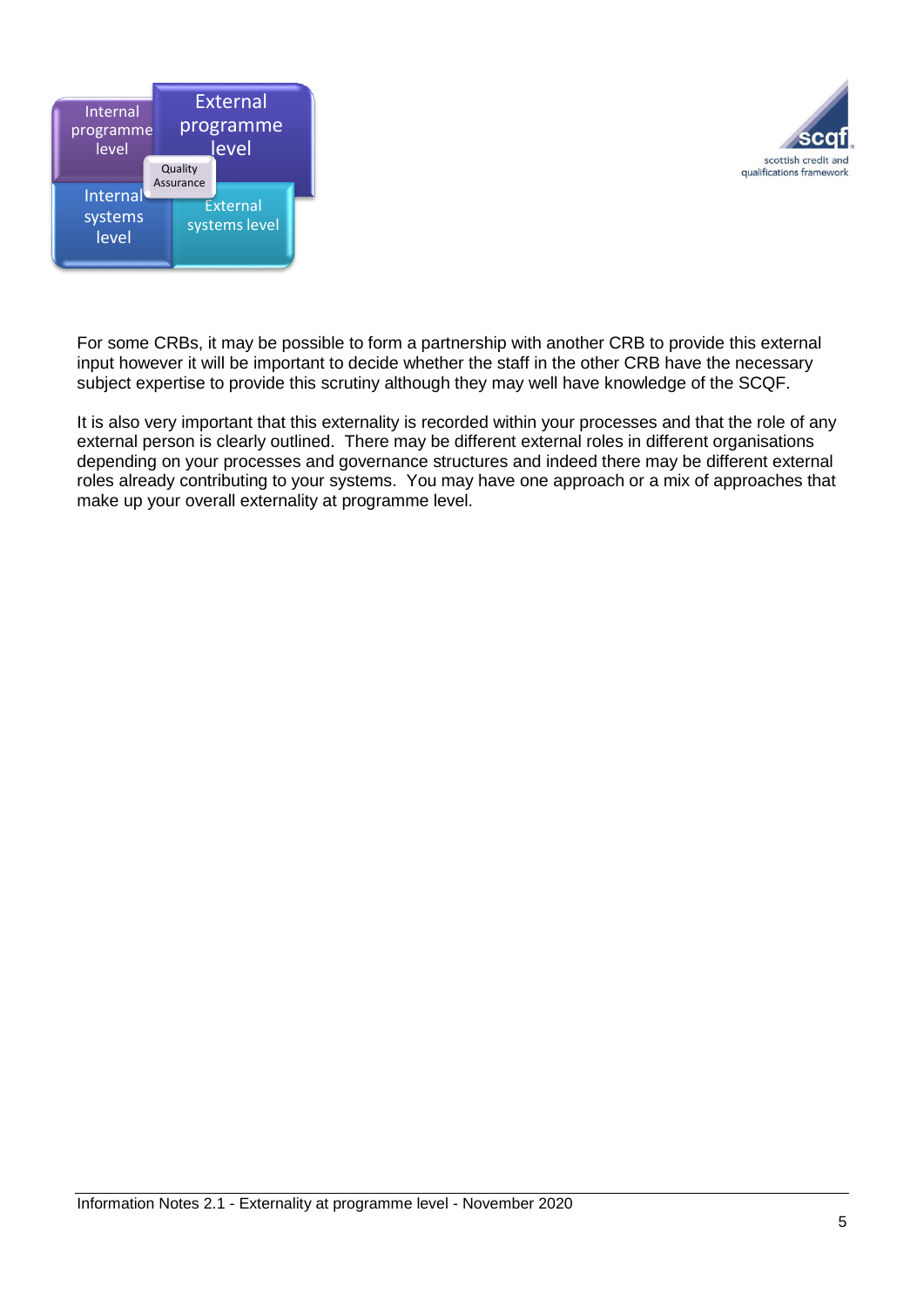Internal programme level

External programme level

Quality Assurance

Internal systems level

External systems level

For some CRBs, it may be possible to form a partnership with another CRB to provide this external input however it will be important to decide whether the staff in the other CRB have the necessary subject expertise to provide this scrutiny although they may well have knowledge of the SCQF.

It is also very important that this externality is recorded within your processes and that the role of any external person is clearly outlined. There may be different external roles in different organisations depending on your processes and governance structures and indeed there may be different external roles already contributing to your systems. You may have one approach or a mix of approaches that make up your overall externality at programme level.